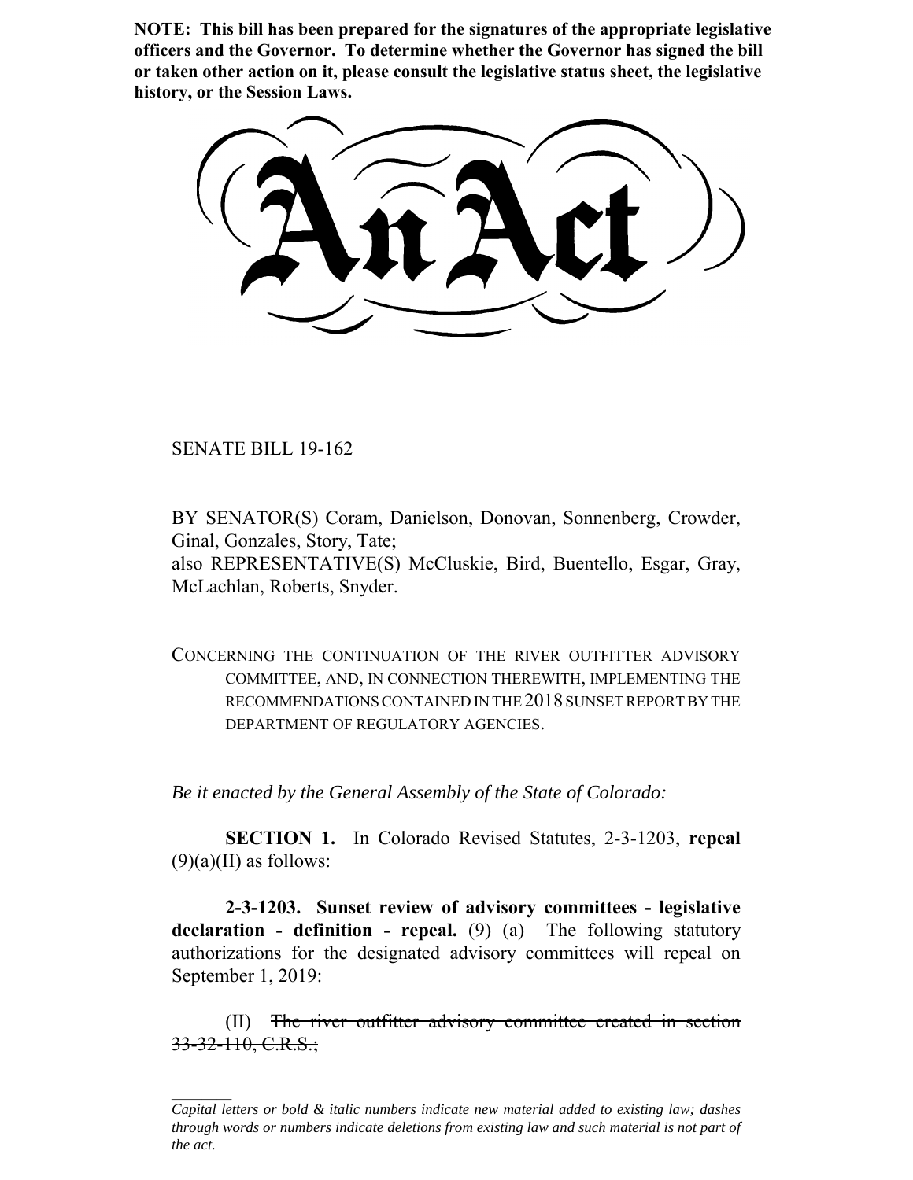**NOTE: This bill has been prepared for the signatures of the appropriate legislative officers and the Governor. To determine whether the Governor has signed the bill or taken other action on it, please consult the legislative status sheet, the legislative history, or the Session Laws.**

# An Act

SENATE BILL 19-162

BY SENATOR(S) Coram, Danielson, Donovan, Sonnenberg, Crowder, Ginal, Gonzales, Story, Tate;
also REPRESENTATIVE(S) McCluskie, Bird, Buentello, Esgar, Gray, McLachlan, Roberts, Snyder.

CONCERNING THE CONTINUATION OF THE RIVER OUTFITTER ADVISORY COMMITTEE, AND, IN CONNECTION THEREWITH, IMPLEMENTING THE RECOMMENDATIONS CONTAINED IN THE 2018 SUNSET REPORT BY THE DEPARTMENT OF REGULATORY AGENCIES.

*Be it enacted by the General Assembly of the State of Colorado:*

**SECTION 1.** In Colorado Revised Statutes, 2-3-1203, **repeal** (9)(a)(II) as follows:

**2-3-1203. Sunset review of advisory committees - legislative declaration - definition - repeal.** (9) (a) The following statutory authorizations for the designated advisory committees will repeal on September 1, 2019:

(II) ~~The river outfitter advisory committee created in section 33-32-110, C.R.S.;~~

*Capital letters or bold & italic numbers indicate new material added to existing law; dashes through words or numbers indicate deletions from existing law and such material is not part of the act.*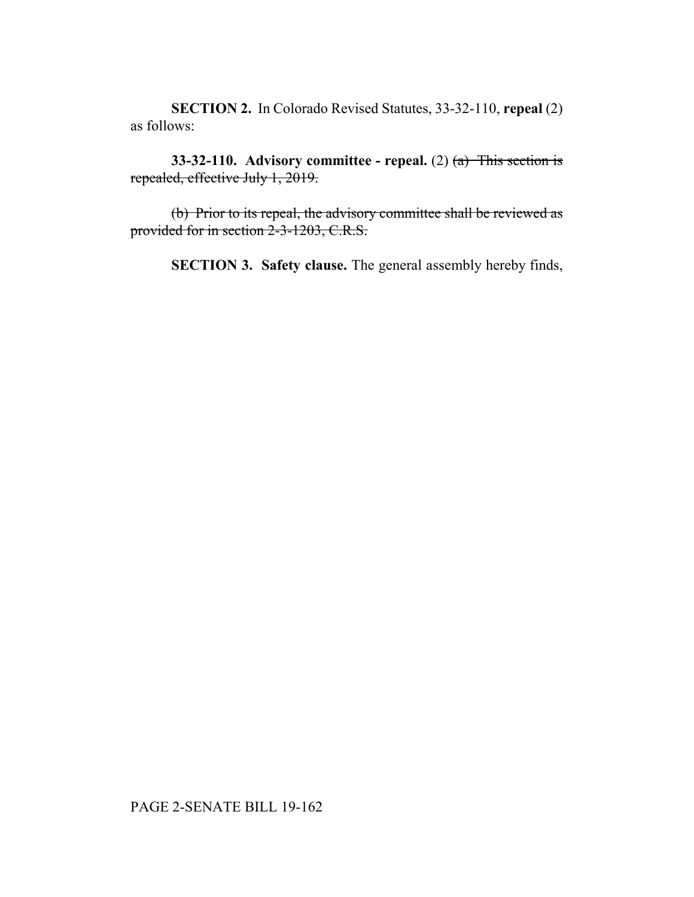**SECTION 2.** In Colorado Revised Statutes, 33-32-110, **repeal** (2) as follows:

**33-32-110. Advisory committee - repeal.** (2) ~~(a) This section is repealed, effective July 1, 2019.~~

~~(b) Prior to its repeal, the advisory committee shall be reviewed as provided for in section 2-3-1203, C.R.S.~~

**SECTION 3. Safety clause.** The general assembly hereby finds,

PAGE 2-SENATE BILL 19-162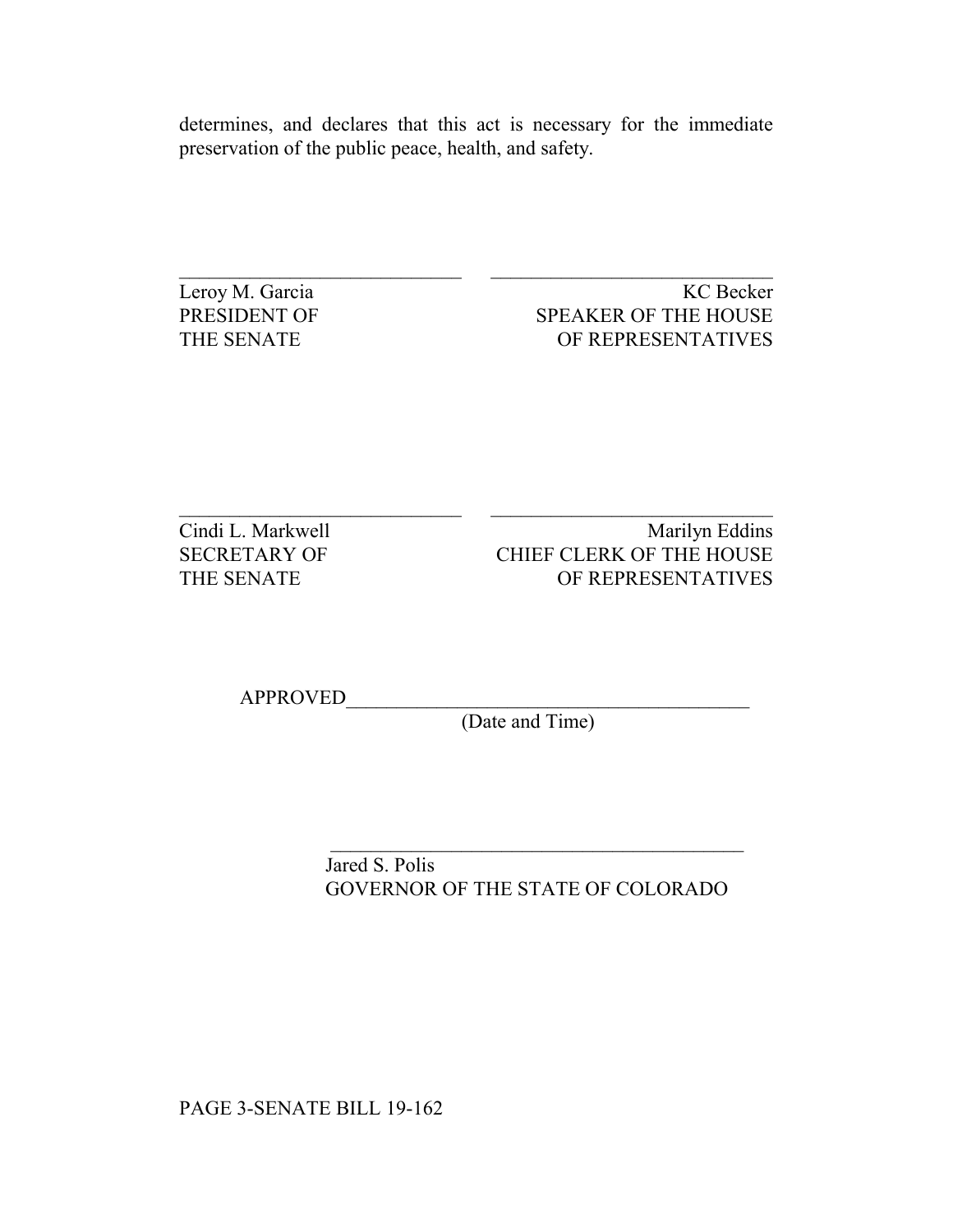determines, and declares that this act is necessary for the immediate preservation of the public peace, health, and safety.

| | |
|---|---|
| ____________________________ | ____________________________ |
| Leroy M. Garcia | KC Becker |
| PRESIDENT OF THE SENATE | SPEAKER OF THE HOUSE OF REPRESENTATIVES |
| ____________________________ | ____________________________ |
| Cindi L. Markwell | Marilyn Eddins |
| SECRETARY OF THE SENATE | CHIEF CLERK OF THE HOUSE OF REPRESENTATIVES |

APPROVED________________________________________

(Date and Time)

_________________________________________

Jared S. Polis

GOVERNOR OF THE STATE OF COLORADO

PAGE 3-SENATE BILL 19-162